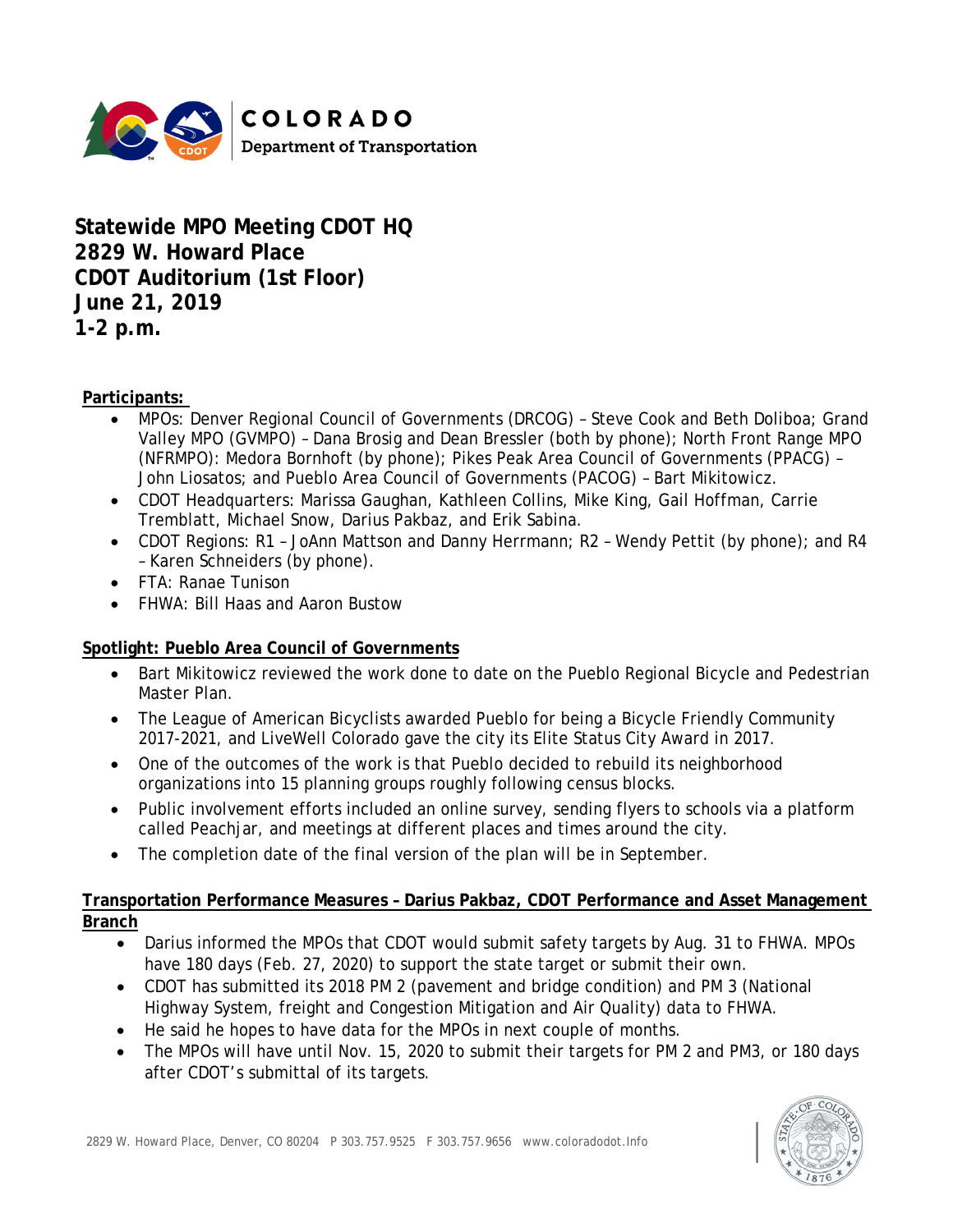# Statewide MPO Meeting CDOT HQ
# 2829 W. Howard Place
# CDOT Auditorium (1st Floor)
# June 21, 2019
# 1-2 p.m.

**Participants:**

- MPOs: Denver Regional Council of Governments (DRCOG) – Steve Cook and Beth Doliboa; Grand Valley MPO (GVMPO) – Dana Brosig and Dean Bressler (both by phone); North Front Range MPO (NFRMPO): Medora Bornhoft (by phone); Pikes Peak Area Council of Governments (PPACG) – John Liosatos; and Pueblo Area Council of Governments (PACOG) – Bart Mikitowicz.
- CDOT Headquarters: Marissa Gaughan, Kathleen Collins, Mike King, Gail Hoffman, Carrie Tremblatt, Michael Snow, Darius Pakbaz, and Erik Sabina.
- CDOT Regions: R1 – JoAnn Mattson and Danny Herrmann; R2 – Wendy Pettit (by phone); and R4 – Karen Schneiders (by phone).
- FTA: Ranae Tunison
- FHWA: Bill Haas and Aaron Bustow

**Spotlight: Pueblo Area Council of Governments**

- Bart Mikitowicz reviewed the work done to date on the Pueblo Regional Bicycle and Pedestrian Master Plan.
- The League of American Bicyclists awarded Pueblo for being a Bicycle Friendly Community 2017-2021, and LiveWell Colorado gave the city its Elite Status City Award in 2017.
- One of the outcomes of the work is that Pueblo decided to rebuild its neighborhood organizations into 15 planning groups roughly following census blocks.
- Public involvement efforts included an online survey, sending flyers to schools via a platform called Peachjar, and meetings at different places and times around the city.
- The completion date of the final version of the plan will be in September.

**Transportation Performance Measures – Darius Pakbaz, CDOT Performance and Asset Management Branch**

- Darius informed the MPOs that CDOT would submit safety targets by Aug. 31 to FHWA. MPOs have 180 days (Feb. 27, 2020) to support the state target or submit their own.
- CDOT has submitted its 2018 PM 2 (pavement and bridge condition) and PM 3 (National Highway System, freight and Congestion Mitigation and Air Quality) data to FHWA.
- He said he hopes to have data for the MPOs in next couple of months.
- The MPOs will have until Nov. 15, 2020 to submit their targets for PM 2 and PM3, or 180 days after CDOT's submittal of its targets.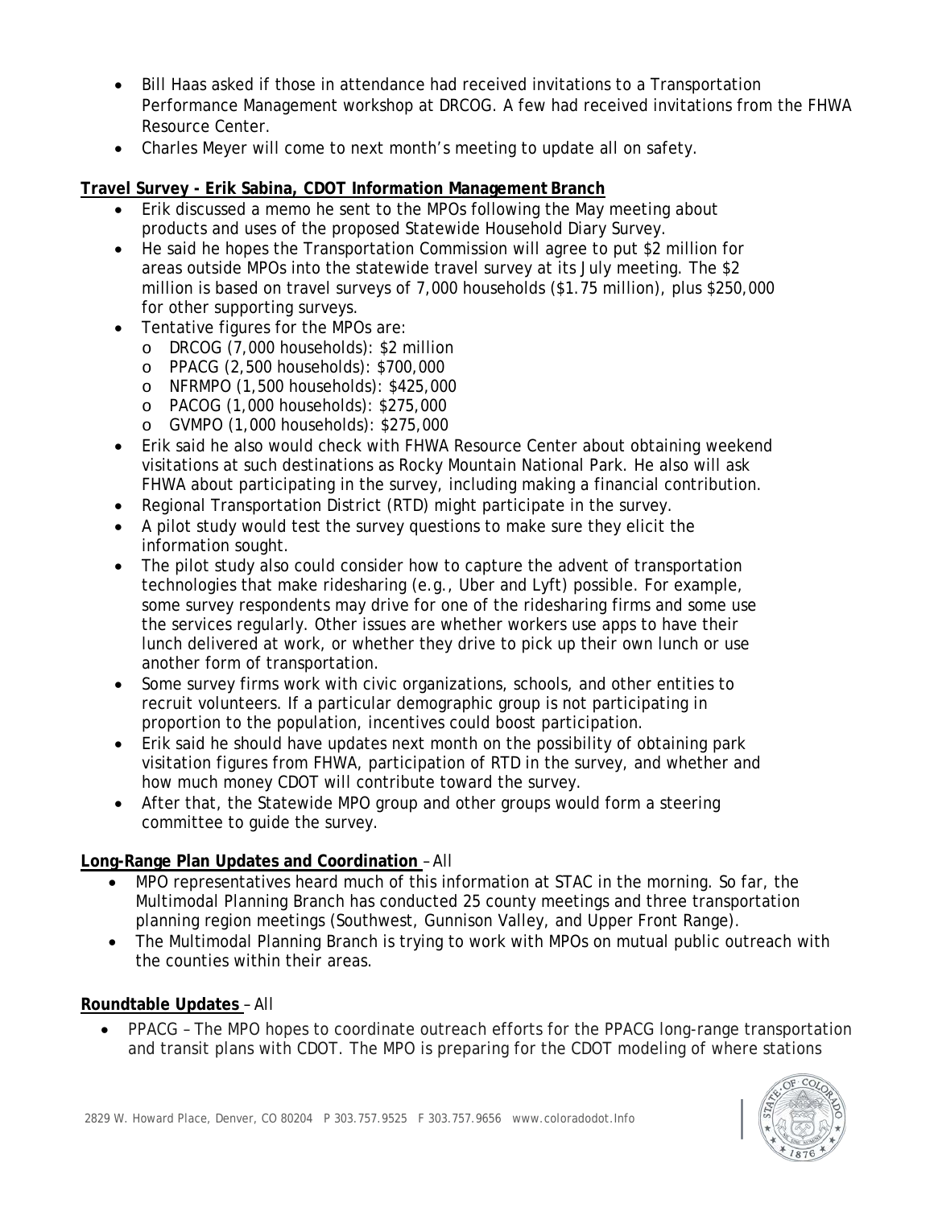- Bill Haas asked if those in attendance had received invitations to a Transportation Performance Management workshop at DRCOG. A few had received invitations from the FHWA Resource Center.
- Charles Meyer will come to next month's meeting to update all on safety.

**Travel Survey - Erik Sabina, CDOT Information Management Branch**

- Erik discussed a memo he sent to the MPOs following the May meeting about products and uses of the proposed Statewide Household Diary Survey.
- He said he hopes the Transportation Commission will agree to put $2 million for areas outside MPOs into the statewide travel survey at its July meeting. The $2 million is based on travel surveys of 7,000 households ($1.75 million), plus $250,000 for other supporting surveys.
- Tentative figures for the MPOs are:
  - DRCOG (7,000 households): $2 million
  - PPACG (2,500 households): $700,000
  - NFRMPO (1,500 households): $425,000
  - PACOG (1,000 households): $275,000
  - GVMPO (1,000 households): $275,000
- Erik said he also would check with FHWA Resource Center about obtaining weekend visitations at such destinations as Rocky Mountain National Park. He also will ask FHWA about participating in the survey, including making a financial contribution.
- Regional Transportation District (RTD) might participate in the survey.
- A pilot study would test the survey questions to make sure they elicit the information sought.
- The pilot study also could consider how to capture the advent of transportation technologies that make ridesharing (e.g., Uber and Lyft) possible. For example, some survey respondents may drive for one of the ridesharing firms and some use the services regularly. Other issues are whether workers use apps to have their lunch delivered at work, or whether they drive to pick up their own lunch or use another form of transportation.
- Some survey firms work with civic organizations, schools, and other entities to recruit volunteers. If a particular demographic group is not participating in proportion to the population, incentives could boost participation.
- Erik said he should have updates next month on the possibility of obtaining park visitation figures from FHWA, participation of RTD in the survey, and whether and how much money CDOT will contribute toward the survey.
- After that, the Statewide MPO group and other groups would form a steering committee to guide the survey.

**Long-Range Plan Updates and Coordination** – All

- MPO representatives heard much of this information at STAC in the morning. So far, the Multimodal Planning Branch has conducted 25 county meetings and three transportation planning region meetings (Southwest, Gunnison Valley, and Upper Front Range).
- The Multimodal Planning Branch is trying to work with MPOs on mutual public outreach with the counties within their areas.

**Roundtable Updates** – All

- PPACG – The MPO hopes to coordinate outreach efforts for the PPACG long-range transportation and transit plans with CDOT. The MPO is preparing for the CDOT modeling of where stations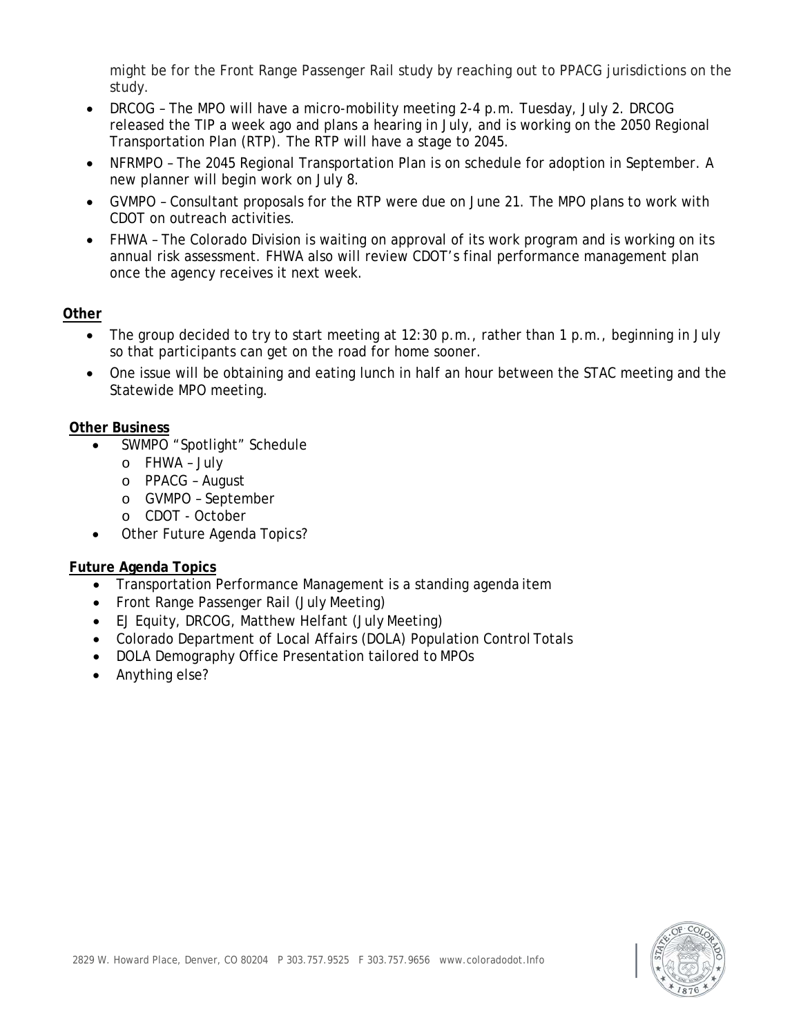might be for the Front Range Passenger Rail study by reaching out to PPACG jurisdictions on the study.

- DRCOG – The MPO will have a micro-mobility meeting 2-4 p.m. Tuesday, July 2. DRCOG released the TIP a week ago and plans a hearing in July, and is working on the 2050 Regional Transportation Plan (RTP). The RTP will have a stage to 2045.
- NFRMPO – The 2045 Regional Transportation Plan is on schedule for adoption in September. A new planner will begin work on July 8.
- GVMPO – Consultant proposals for the RTP were due on June 21. The MPO plans to work with CDOT on outreach activities.
- FHWA – The Colorado Division is waiting on approval of its work program and is working on its annual risk assessment. FHWA also will review CDOT's final performance management plan once the agency receives it next week.

**Other**

- The group decided to try to start meeting at 12:30 p.m., rather than 1 p.m., beginning in July so that participants can get on the road for home sooner.
- One issue will be obtaining and eating lunch in half an hour between the STAC meeting and the Statewide MPO meeting.

**Other Business**

- SWMPO "Spotlight" Schedule
  - FHWA – July
  - PPACG – August
  - GVMPO – September
  - CDOT - October
- Other Future Agenda Topics?

**Future Agenda Topics**

- Transportation Performance Management is a standing agenda item
- Front Range Passenger Rail (July Meeting)
- EJ Equity, DRCOG, Matthew Helfant (July Meeting)
- Colorado Department of Local Affairs (DOLA) Population Control Totals
- DOLA Demography Office Presentation tailored to MPOs
- Anything else?